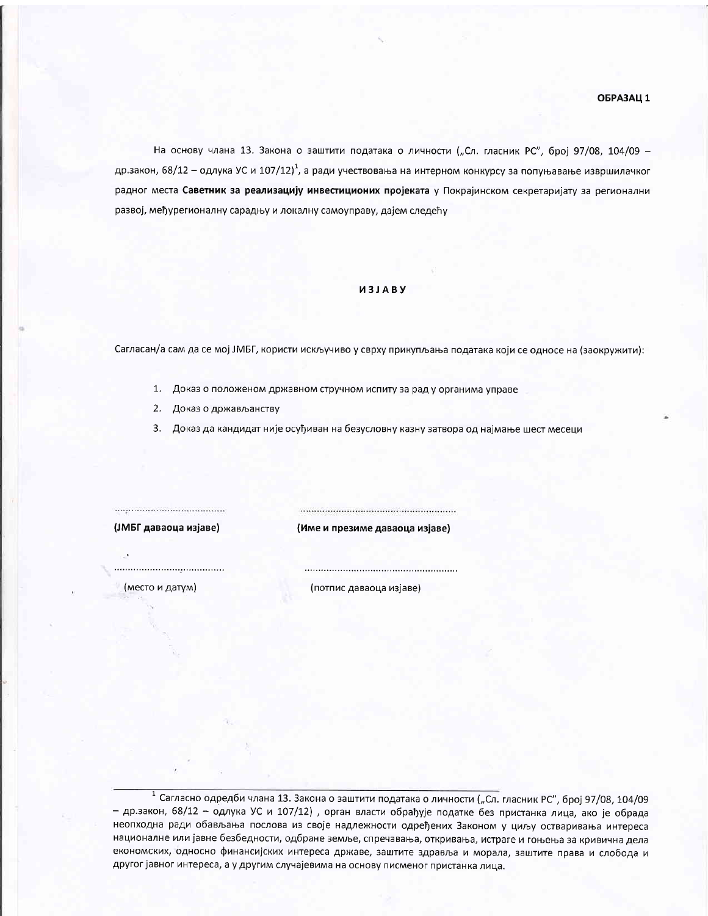**ОБРАЗАЦ 1**

На основу члана 13. Закона о заштити података о личности („Сл. гласник РС", број 97/08, 104/09 – др.закон, 68/12 – одлука УС и 107/12)[1], а ради учествовања на интерном конкурсу за попуњавање извршилачког радног места **Саветник за реализацију инвестиционих пројеката** у Покрајинском секретаријату за регионални развој, међурегионалну сарадњу и локалну самоуправу, дајем следећу

**ИЗЈАВУ**

Сагласан/а сам да се мој ЈМБГ, користи искључиво у сврху прикупљања података који се односе на (заокружити):

1. Доказ о положеном државном стручном испиту за рад у органима управе
2. Доказ о држављанству
3. Доказ да кандидат није осуђиван на безусловну казну затвора од најмање шест месеци

| ..................................... | ........................................................ |
|---|---|
| **(ЈМБГ даваоца изјаве)** | **(Име и презиме даваоца изјаве)** |
| ..................................... | ........................................................ |
| (место и датум) | (потпис даваоца изјаве) |

---

[1] Сагласно одредби члана 13. Закона о заштити података о личности („Сл. гласник РС", број 97/08, 104/09 – др.закон, 68/12 – одлука УС и 107/12) , орган власти обрађује податке без пристанка лица, ако је обрада неопходна ради обављања послова из своје надлежности одређених Законом у циљу остваривања интереса националне или јавне безбедности, одбране земље, спречавања, откривања, истраге и гоњења за кривична дела економских, односно финансијских интереса државе, заштите здравља и морала, заштите права и слобода и другог јавног интереса, а у другим случајевима на основу писменог пристанка лица.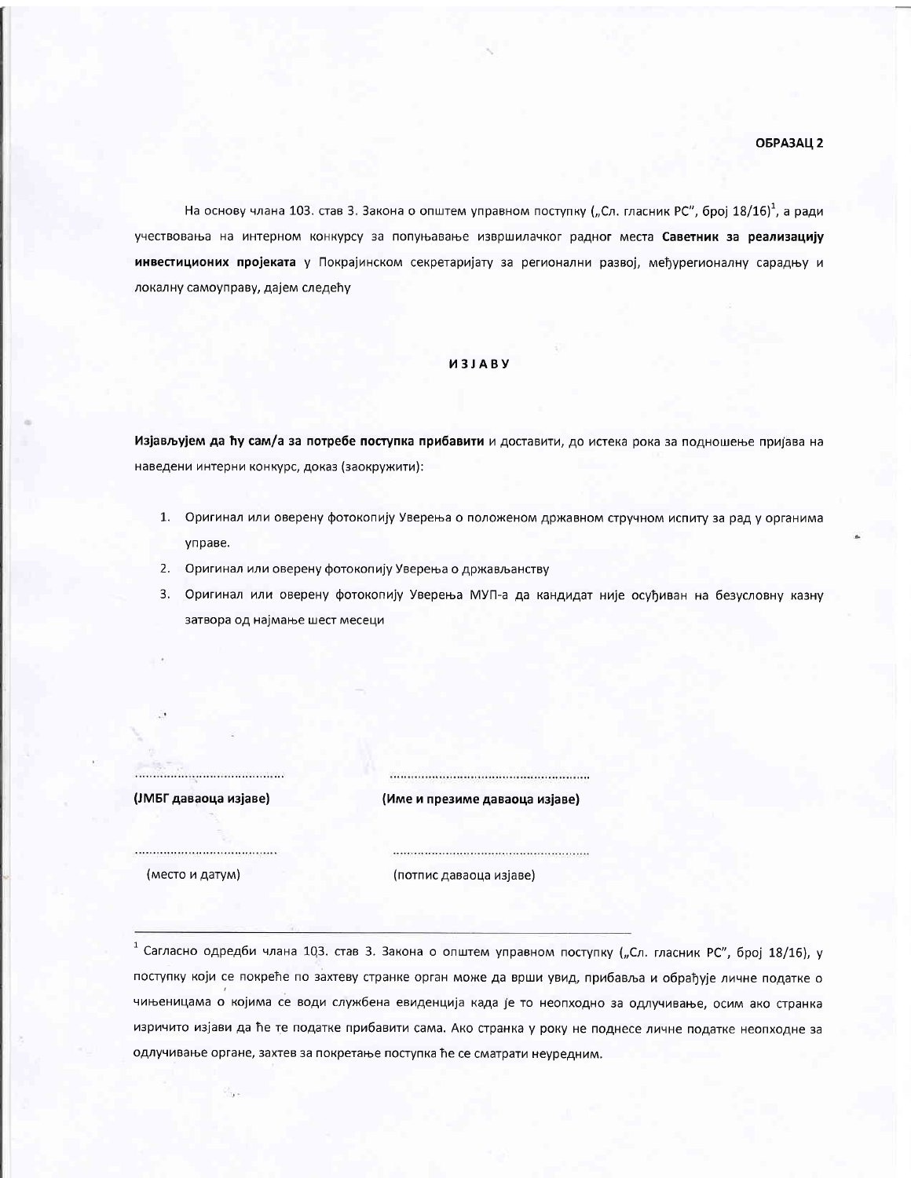**ОБРАЗАЦ 2**

На основу члана 103. став 3. Закона о општем управном поступку („Сл. гласник РС", број 18/16)[1], а ради учествовања на интерном конкурсу за попуњавање извршилачког радног места **Саветник за реализацију инвестиционих пројеката** у Покрајинском секретаријату за регионални развој, међурегионалну сарадњу и локалну самоуправу, дајем следећу

**ИЗЈАВУ**

**Изјављујем да ћу сам/а за потребе поступка прибавити** и доставити, до истека рока за подношење пријава на наведени интерни конкурс, доказ (заокружити):

1. Оригинал или оверену фотокопију Уверења о положеном државном стручном испиту за рад у органима управе.
2. Оригинал или оверену фотокопију Уверења о држављанству
3. Оригинал или оверену фотокопију Уверења МУП-а да кандидат није осуђиван на безусловну казну затвора од најмање шест месеци

.......................................... **(ЈМБГ даваоца изјаве)**

.......................................... **(Име и презиме даваоца изјаве)**

.......................................... (место и датум)

.......................................... (потпис даваоца изјаве)

---

[1] Сагласно одредби члана 103. став 3. Закона о општем управном поступку („Сл. гласник РС", број 18/16), у поступку који се покреће по захтеву странке орган може да врши увид, прибавља и обрађује личне податке о чињеницама о којима се води службена евиденција када је то неопходно за одлучивање, осим ако странка изричито изјави да ће те податке прибавити сама. Ако странка у року не поднесе личне податке неопходне за одлучивање органа, захтев за покретање поступка ће се сматрати неуредним.